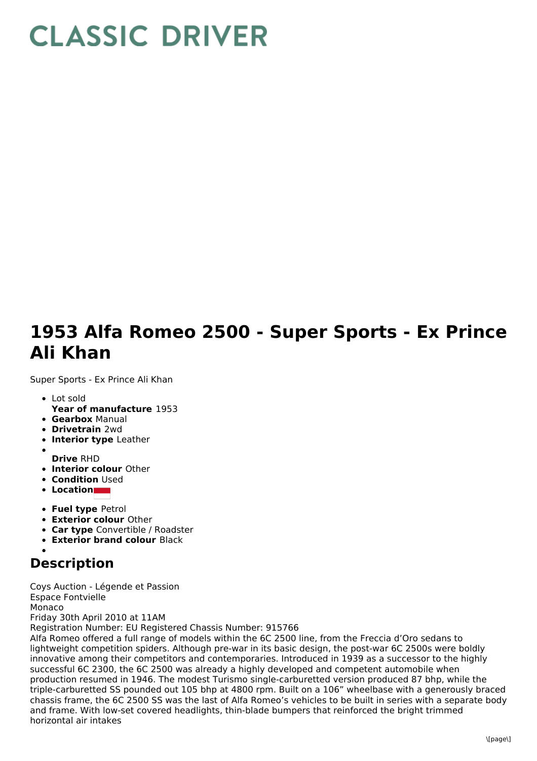# CLASSIC DRIVER

# 1953 Alfa Romeo 2500 - Super Sports - Ex Prince Ali Khan

Super Sports - Ex Prince Ali Khan

- Lot sold
  **Year of manufacture** 1953
- **Gearbox** Manual
- **Drivetrain** 2wd
- **Interior type** Leather
- **Drive** RHD
- **Interior colour** Other
- **Condition** Used
- **Location**
- **Fuel type** Petrol
- **Exterior colour** Other
- **Car type** Convertible / Roadster
- **Exterior brand colour** Black

## Description

Coys Auction - Légende et Passion
Espace Fontvielle
Monaco
Friday 30th April 2010 at 11AM
Registration Number: EU Registered Chassis Number: 915766
Alfa Romeo offered a full range of models within the 6C 2500 line, from the Freccia d'Oro sedans to lightweight competition spiders. Although pre-war in its basic design, the post-war 6C 2500s were boldly innovative among their competitors and contemporaries. Introduced in 1939 as a successor to the highly successful 6C 2300, the 6C 2500 was already a highly developed and competent automobile when production resumed in 1946. The modest Turismo single-carburetted version produced 87 bhp, while the triple-carburetted SS pounded out 105 bhp at 4800 rpm. Built on a 106" wheelbase with a generously braced chassis frame, the 6C 2500 SS was the last of Alfa Romeo's vehicles to be built in series with a separate body and frame. With low-set covered headlights, thin-blade bumpers that reinforced the bright trimmed horizontal air intakes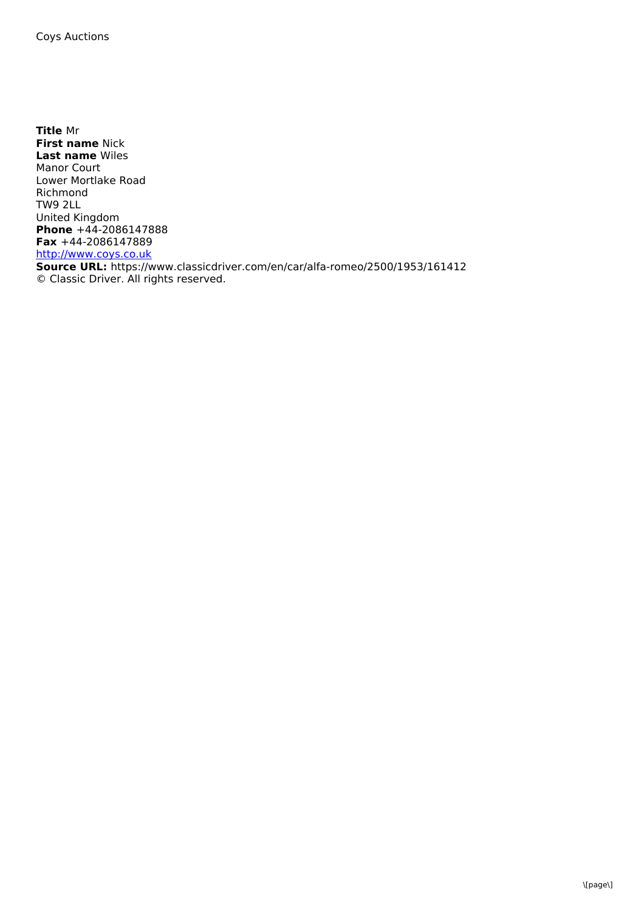Coys Auctions

**Title** Mr
**First name** Nick
**Last name** Wiles
Manor Court
Lower Mortlake Road
Richmond
TW9 2LL
United Kingdom
**Phone** +44-2086147888
**Fax** +44-2086147889
[http://www.coys.co.uk](http://www.coys.co.uk)
**Source URL:** https://www.classicdriver.com/en/car/alfa-romeo/2500/1953/161412
© Classic Driver. All rights reserved.